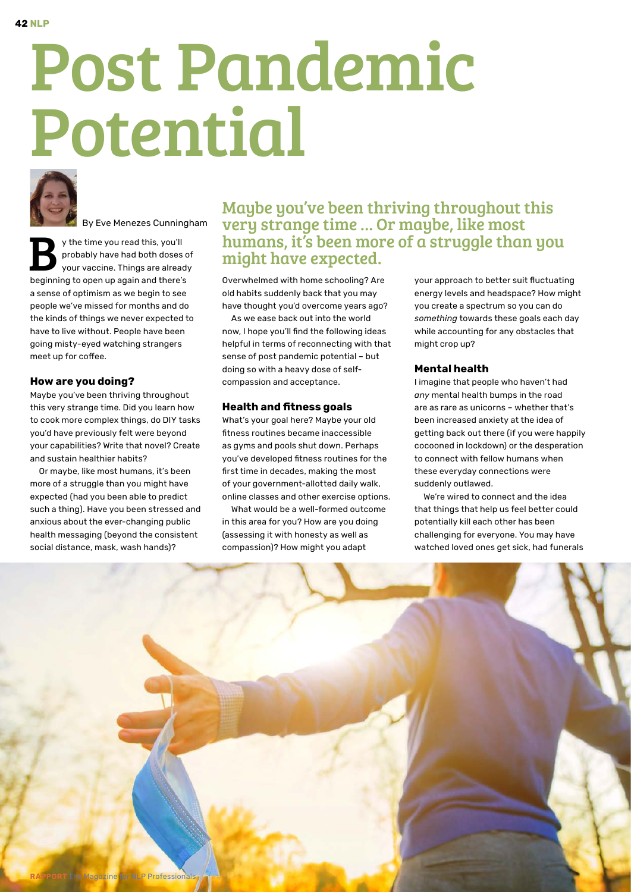# Post Pandemic Potential

By Eve Menezes Cunningham

*Maybe you've been thriving throughout this very strange time ... Or maybe, like most humans, it's been more of a struggle than you might have expected.*

By the time you read this, you'll probably have had both doses of your vaccine. Things are already beginning to open up again and there's a sense of optimism as we begin to see people we've missed for months and do the kinds of things we never expected to have to live without. People have been going misty-eyed watching strangers meet up for coffee.

### How are you doing?

Maybe you've been thriving throughout this very strange time. Did you learn how to cook more complex things, do DIY tasks you'd have previously felt were beyond your capabilities? Write that novel? Create and sustain healthier habits?

Or maybe, like most humans, it's been more of a struggle than you might have expected (had you been able to predict such a thing). Have you been stressed and anxious about the ever-changing public health messaging (beyond the consistent social distance, mask, wash hands)?

Overwhelmed with home schooling? Are old habits suddenly back that you may have thought you'd overcome years ago?

As we ease back out into the world now, I hope you'll find the following ideas helpful in terms of reconnecting with that sense of post pandemic potential – but doing so with a heavy dose of self-compassion and acceptance.

### Health and fitness goals

What's your goal here? Maybe your old fitness routines became inaccessible as gyms and pools shut down. Perhaps you've developed fitness routines for the first time in decades, making the most of your government-allotted daily walk, online classes and other exercise options.

What would be a well-formed outcome in this area for you? How are you doing (assessing it with honesty as well as compassion)? How might you adapt your approach to better suit fluctuating energy levels and headspace? How might you create a spectrum so you can do *something* towards these goals each day while accounting for any obstacles that might crop up?

### Mental health

I imagine that people who haven't had *any* mental health bumps in the road are as rare as unicorns – whether that's been increased anxiety at the idea of getting back out there (if you were happily cocooned in lockdown) or the desperation to connect with fellow humans when these everyday connections were suddenly outlawed.

We're wired to connect and the idea that things that help us feel better could potentially kill each other has been challenging for everyone. You may have watched loved ones get sick, had funerals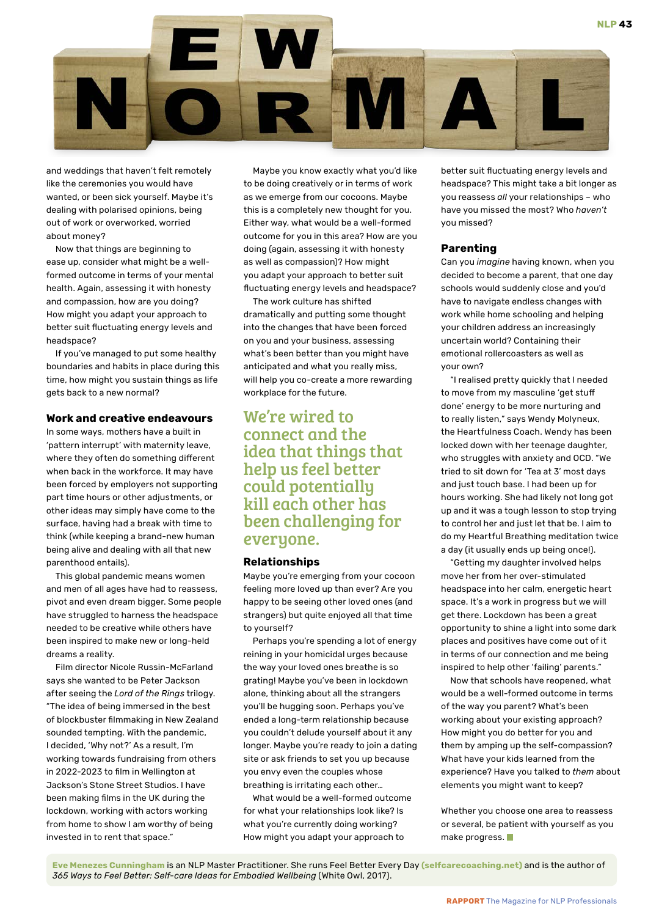and weddings that haven't felt remotely like the ceremonies you would have wanted, or been sick yourself. Maybe it's dealing with polarised opinions, being out of work or overworked, worried about money?

Now that things are beginning to ease up, consider what might be a well-formed outcome in terms of your mental health. Again, assessing it with honesty and compassion, how are you doing? How might you adapt your approach to better suit fluctuating energy levels and headspace?

If you've managed to put some healthy boundaries and habits in place during this time, how might you sustain things as life gets back to a new normal?

### Work and creative endeavours

In some ways, mothers have a built in 'pattern interrupt' with maternity leave, where they often do something different when back in the workforce. It may have been forced by employers not supporting part time hours or other adjustments, or other ideas may simply have come to the surface, having had a break with time to think (while keeping a brand-new human being alive and dealing with all that new parenthood entails).

This global pandemic means women and men of all ages have had to reassess, pivot and even dream bigger. Some people have struggled to harness the headspace needed to be creative while others have been inspired to make new or long-held dreams a reality.

Film director Nicole Russin-McFarland says she wanted to be Peter Jackson after seeing the *Lord of the Rings* trilogy. "The idea of being immersed in the best of blockbuster filmmaking in New Zealand sounded tempting. With the pandemic, I decided, 'Why not?' As a result, I'm working towards fundraising from others in 2022-2023 to film in Wellington at Jackson's Stone Street Studios. I have been making films in the UK during the lockdown, working with actors working from home to show I am worthy of being invested in to rent that space."

Maybe you know exactly what you'd like to be doing creatively or in terms of work as we emerge from our cocoons. Maybe this is a completely new thought for you. Either way, what would be a well-formed outcome for you in this area? How are you doing (again, assessing it with honesty as well as compassion)? How might you adapt your approach to better suit fluctuating energy levels and headspace?

The work culture has shifted dramatically and putting some thought into the changes that have been forced on you and your business, assessing what's been better than you might have anticipated and what you really miss, will help you co-create a more rewarding workplace for the future.

> We're wired to connect and the idea that things that help us feel better could potentially kill each other has been challenging for everyone.

### Relationships

Maybe you're emerging from your cocoon feeling more loved up than ever? Are you happy to be seeing other loved ones (and strangers) but quite enjoyed all that time to yourself?

Perhaps you're spending a lot of energy reining in your homicidal urges because the way your loved ones breathe is so grating! Maybe you've been in lockdown alone, thinking about all the strangers you'll be hugging soon. Perhaps you've ended a long-term relationship because you couldn't delude yourself about it any longer. Maybe you're ready to join a dating site or ask friends to set you up because you envy even the couples whose breathing is irritating each other…

What would be a well-formed outcome for what your relationships look like? Is what you're currently doing working? How might you adapt your approach to better suit fluctuating energy levels and headspace? This might take a bit longer as you reassess *all* your relationships – who have you missed the most? Who *haven't* you missed?

### Parenting

Can you *imagine* having known, when you decided to become a parent, that one day schools would suddenly close and you'd have to navigate endless changes with work while home schooling and helping your children address an increasingly uncertain world? Containing their emotional rollercoasters as well as your own?

"I realised pretty quickly that I needed to move from my masculine 'get stuff done' energy to be more nurturing and to really listen," says Wendy Molyneux, the Heartfulness Coach. Wendy has been locked down with her teenage daughter, who struggles with anxiety and OCD. "We tried to sit down for 'Tea at 3' most days and just touch base. I had been up for hours working. She had likely not long got up and it was a tough lesson to stop trying to control her and just let that be. I aim to do my Heartful Breathing meditation twice a day (it usually ends up being once!).

"Getting my daughter involved helps move her from her over-stimulated headspace into her calm, energetic heart space. It's a work in progress but we will get there. Lockdown has been a great opportunity to shine a light into some dark places and positives have come out of it in terms of our connection and me being inspired to help other 'failing' parents."

Now that schools have reopened, what would be a well-formed outcome in terms of the way you parent? What's been working about your existing approach? How might you do better for you and them by amping up the self-compassion? What have your kids learned from the experience? Have you talked to *them* about elements you might want to keep?

Whether you choose one area to reassess or several, be patient with yourself as you make progress. ■

**Eve Menezes Cunningham** is an NLP Master Practitioner. She runs Feel Better Every Day **(selfcarecoaching.net)** and is the author of *365 Ways to Feel Better: Self-care Ideas for Embodied Wellbeing* (White Owl, 2017).